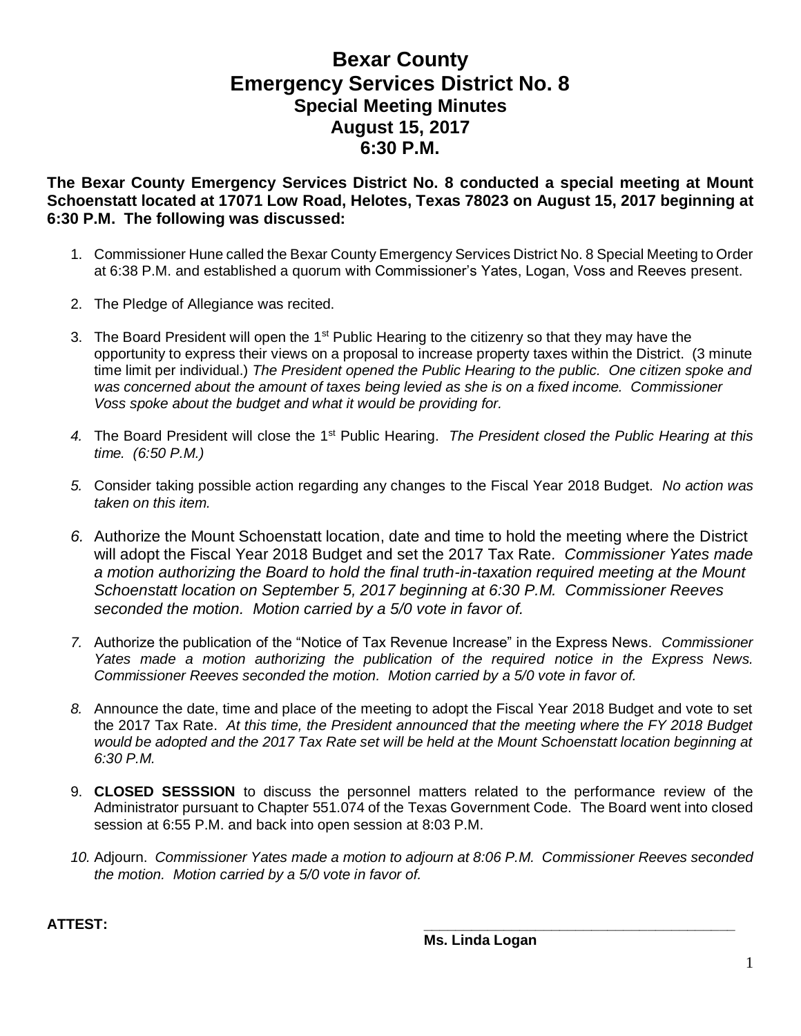# Bexar County
# Emergency Services District No. 8
## Special Meeting Minutes
## August 15, 2017
## 6:30 P.M.

**The Bexar County Emergency Services District No. 8 conducted a special meeting at Mount Schoenstatt located at 17071 Low Road, Helotes, Texas 78023 on August 15, 2017 beginning at 6:30 P.M. The following was discussed:**

1. Commissioner Hune called the Bexar County Emergency Services District No. 8 Special Meeting to Order at 6:38 P.M. and established a quorum with Commissioner's Yates, Logan, Voss and Reeves present.

2. The Pledge of Allegiance was recited.

3. The Board President will open the 1st Public Hearing to the citizenry so that they may have the opportunity to express their views on a proposal to increase property taxes within the District. (3 minute time limit per individual.) *The President opened the Public Hearing to the public. One citizen spoke and was concerned about the amount of taxes being levied as she is on a fixed income. Commissioner Voss spoke about the budget and what it would be providing for.*

4. The Board President will close the 1st Public Hearing. *The President closed the Public Hearing at this time. (6:50 P.M.)*

5. Consider taking possible action regarding any changes to the Fiscal Year 2018 Budget. *No action was taken on this item.*

6. Authorize the Mount Schoenstatt location, date and time to hold the meeting where the District will adopt the Fiscal Year 2018 Budget and set the 2017 Tax Rate. *Commissioner Yates made a motion authorizing the Board to hold the final truth-in-taxation required meeting at the Mount Schoenstatt location on September 5, 2017 beginning at 6:30 P.M. Commissioner Reeves seconded the motion. Motion carried by a 5/0 vote in favor of.*

7. Authorize the publication of the "Notice of Tax Revenue Increase" in the Express News. *Commissioner Yates made a motion authorizing the publication of the required notice in the Express News. Commissioner Reeves seconded the motion. Motion carried by a 5/0 vote in favor of.*

8. Announce the date, time and place of the meeting to adopt the Fiscal Year 2018 Budget and vote to set the 2017 Tax Rate. *At this time, the President announced that the meeting where the FY 2018 Budget would be adopted and the 2017 Tax Rate set will be held at the Mount Schoenstatt location beginning at 6:30 P.M.*

9. **CLOSED SESSSION** to discuss the personnel matters related to the performance review of the Administrator pursuant to Chapter 551.074 of the Texas Government Code. The Board went into closed session at 6:55 P.M. and back into open session at 8:03 P.M.

10. Adjourn. *Commissioner Yates made a motion to adjourn at 8:06 P.M. Commissioner Reeves seconded the motion. Motion carried by a 5/0 vote in favor of.*

**ATTEST:**

\_\_\_\_\_\_\_\_\_\_\_\_\_\_\_\_\_\_\_\_\_\_\_\_\_\_\_\_\_\_\_\_\_\_\_\_\_\_\_\_

**Ms. Linda Logan**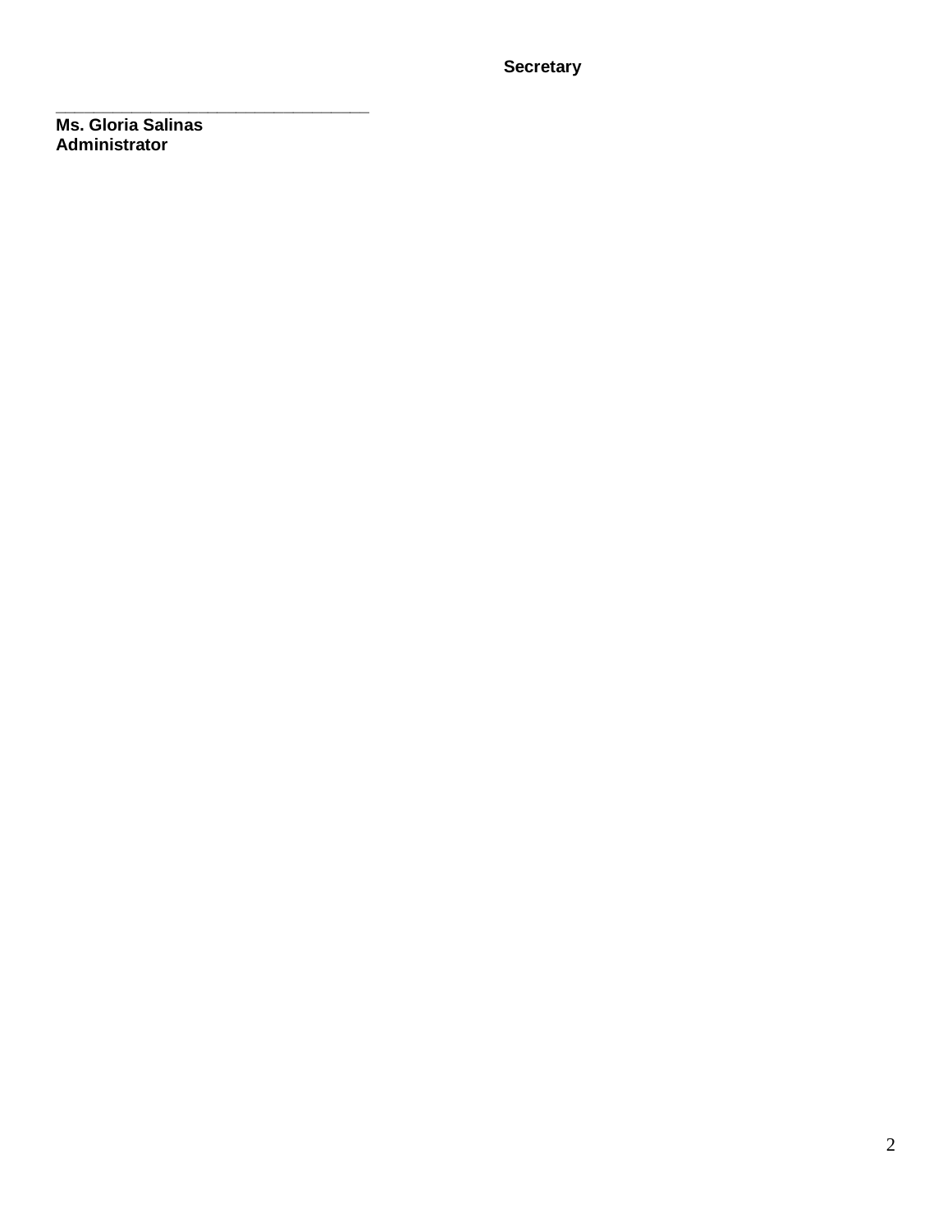**Secretary**

\_\_\_\_\_\_\_\_\_\_\_\_\_\_\_\_\_\_\_\_\_\_\_\_\_\_\_\_\_\_\_\_\_\_\_\_

**Ms. Gloria Salinas**
**Administrator**